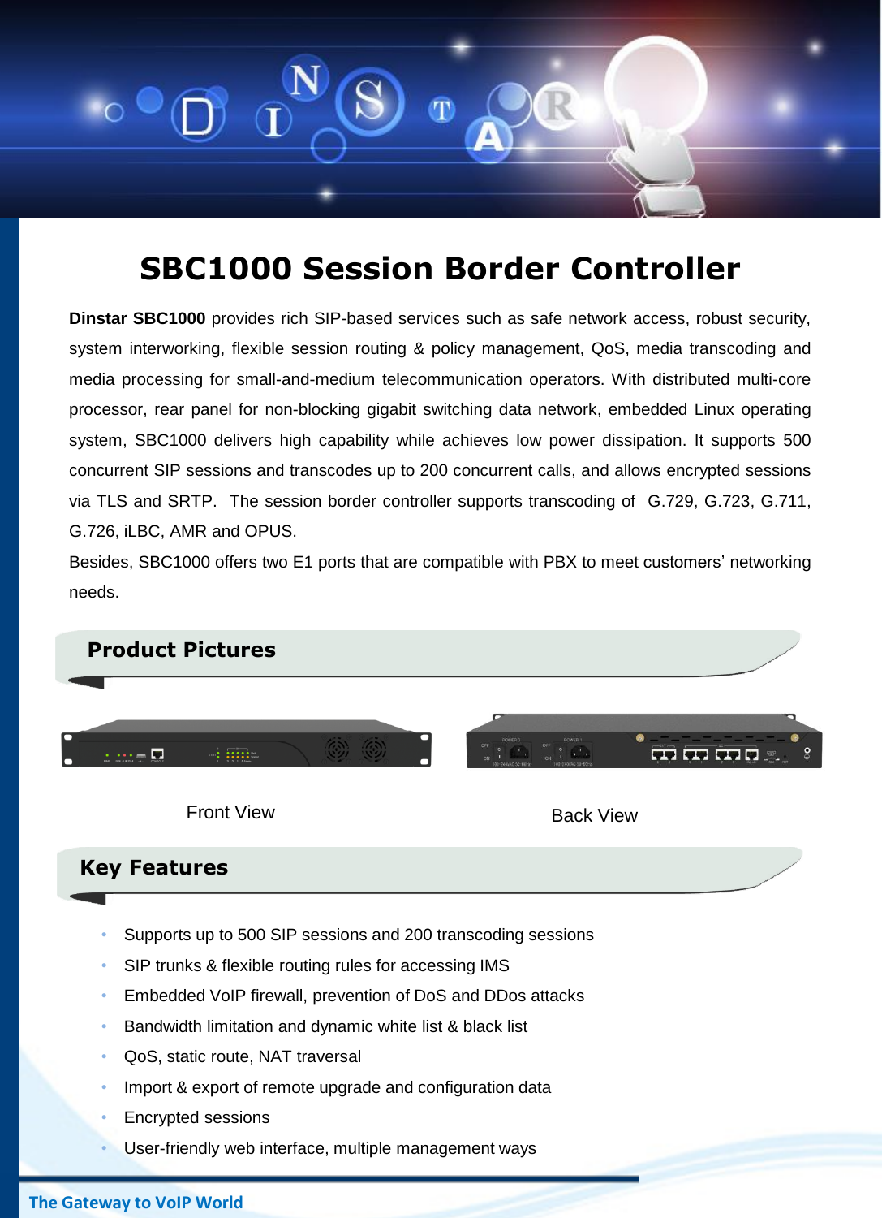# SBC1000 Session Border Controller

**Dinstar SBC1000** provides rich SIP-based services such as safe network access, robust security, system interworking, flexible session routing & policy management, QoS, media transcoding and media processing for small-and-medium telecommunication operators. With distributed multi-core processor, rear panel for non-blocking gigabit switching data network, embedded Linux operating system, SBC1000 delivers high capability while achieves low power dissipation. It supports 500 concurrent SIP sessions and transcodes up to 200 concurrent calls, and allows encrypted sessions via TLS and SRTP. The session border controller supports transcoding of G.729, G.723, G.711, G.726, iLBC, AMR and OPUS.

Besides, SBC1000 offers two E1 ports that are compatible with PBX to meet customers' networking needs.

## Product Pictures

Front View

Back View

## Key Features

- Supports up to 500 SIP sessions and 200 transcoding sessions
- SIP trunks & flexible routing rules for accessing IMS
- Embedded VoIP firewall, prevention of DoS and DDos attacks
- Bandwidth limitation and dynamic white list & black list
- QoS, static route, NAT traversal
- Import & export of remote upgrade and configuration data
- Encrypted sessions
- User-friendly web interface, multiple management ways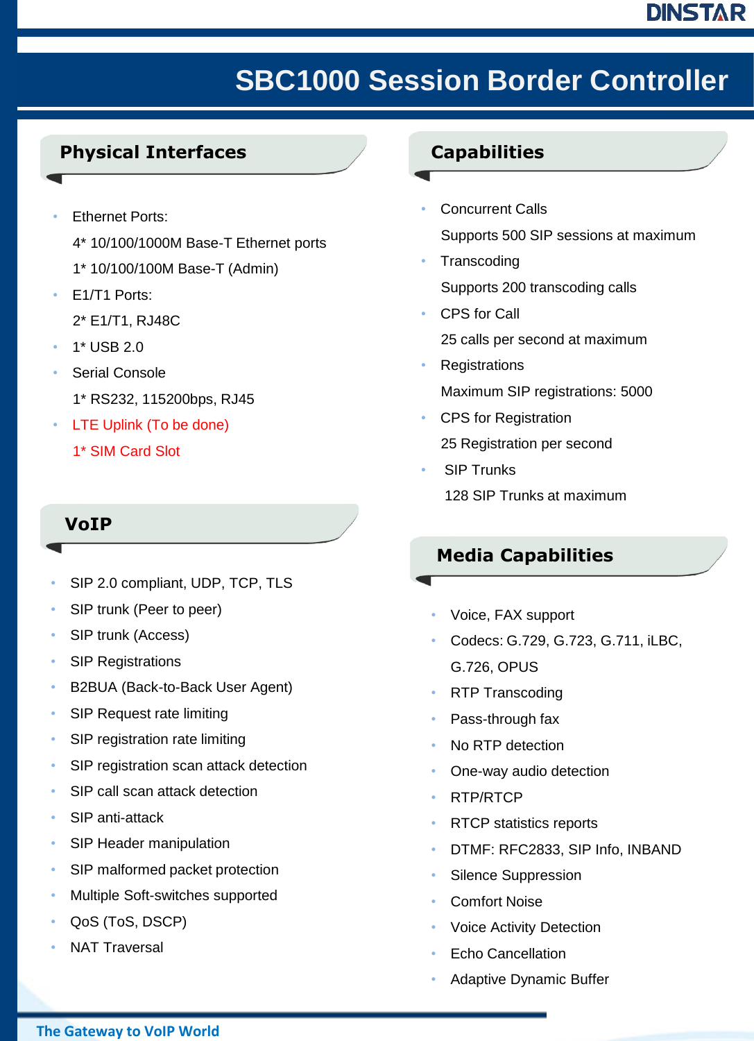# SBC1000 Session Border Controller

## Physical Interfaces

- Ethernet Ports:
  4* 10/100/1000M Base-T Ethernet ports
  1* 10/100/100M Base-T (Admin)
- E1/T1 Ports:
  2* E1/T1, RJ48C
- 1* USB 2.0
- Serial Console
  1* RS232, 115200bps, RJ45
- LTE Uplink (To be done)
  1* SIM Card Slot

## VoIP

- SIP 2.0 compliant, UDP, TCP, TLS
- SIP trunk (Peer to peer)
- SIP trunk (Access)
- SIP Registrations
- B2BUA (Back-to-Back User Agent)
- SIP Request rate limiting
- SIP registration rate limiting
- SIP registration scan attack detection
- SIP call scan attack detection
- SIP anti-attack
- SIP Header manipulation
- SIP malformed packet protection
- Multiple Soft-switches supported
- QoS (ToS, DSCP)
- NAT Traversal

## Capabilities

- Concurrent Calls
  Supports 500 SIP sessions at maximum
- Transcoding
  Supports 200 transcoding calls
- CPS for Call
  25 calls per second at maximum
- Registrations
  Maximum SIP registrations: 5000
- CPS for Registration
  25 Registration per second
- SIP Trunks
  128 SIP Trunks at maximum

## Media Capabilities

- Voice, FAX support
- Codecs: G.729, G.723, G.711, iLBC, G.726, OPUS
- RTP Transcoding
- Pass-through fax
- No RTP detection
- One-way audio detection
- RTP/RTCP
- RTCP statistics reports
- DTMF: RFC2833, SIP Info, INBAND
- Silence Suppression
- Comfort Noise
- Voice Activity Detection
- Echo Cancellation
- Adaptive Dynamic Buffer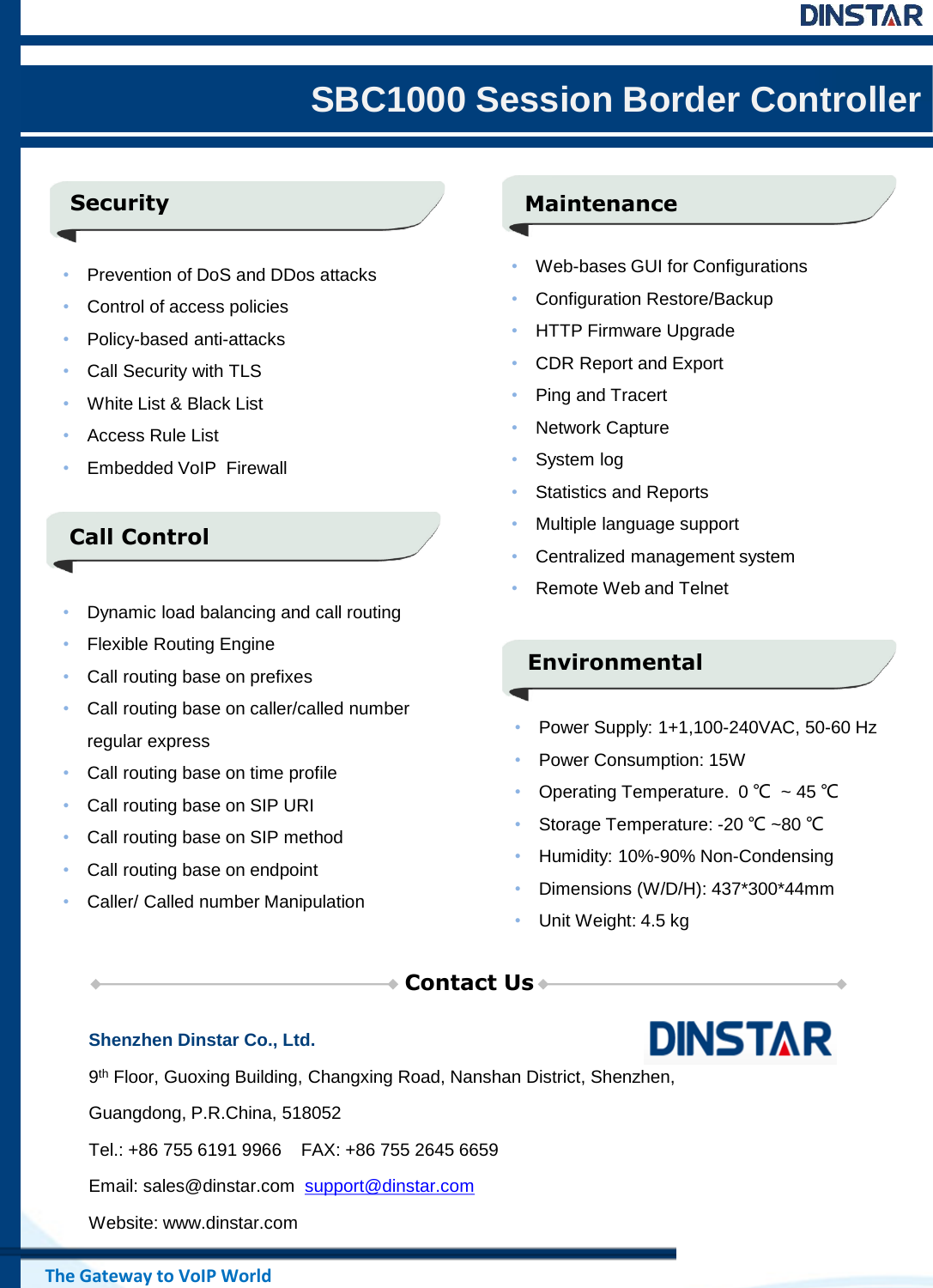# SBC1000 Session Border Controller

## Security

- Prevention of DoS and DDos attacks
- Control of access policies
- Policy-based anti-attacks
- Call Security with TLS
- White List & Black List
- Access Rule List
- Embedded VoIP Firewall

## Call Control

- Dynamic load balancing and call routing
- Flexible Routing Engine
- Call routing base on prefixes
- Call routing base on caller/called number regular express
- Call routing base on time profile
- Call routing base on SIP URI
- Call routing base on SIP method
- Call routing base on endpoint
- Caller/ Called number Manipulation

## Maintenance

- Web-bases GUI for Configurations
- Configuration Restore/Backup
- HTTP Firmware Upgrade
- CDR Report and Export
- Ping and Tracert
- Network Capture
- System log
- Statistics and Reports
- Multiple language support
- Centralized management system
- Remote Web and Telnet

## Environmental

- Power Supply: 1+1,100-240VAC, 50-60 Hz
- Power Consumption: 15W
- Operating Temperature. 0 ℃ ~ 45 ℃
- Storage Temperature: -20 ℃ ~80 ℃
- Humidity: 10%-90% Non-Condensing
- Dimensions (W/D/H): 437*300*44mm
- Unit Weight: 4.5 kg

## Contact Us

**Shenzhen Dinstar Co., Ltd.**

9th Floor, Guoxing Building, Changxing Road, Nanshan District, Shenzhen, Guangdong, P.R.China, 518052

Tel.: +86 755 6191 9966 FAX: +86 755 2645 6659

Email: sales@dinstar.com support@dinstar.com

Website: www.dinstar.com

The Gateway to VoIP World